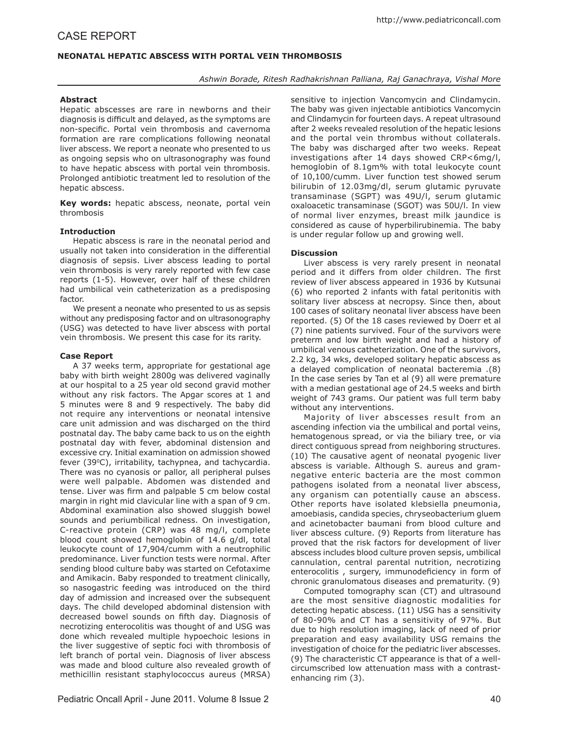# CASE REPORT

## NEONATAL HEPATIC ABSCESS WITH PORTAL VEIN THROMBOSIS

*Ashwin Borade, Ritesh Radhakrishnan Palliana, Raj Ganachraya, Vishal More*

### Abstract

Hepatic abscesses are rare in newborns and their diagnosis is difficult and delayed, as the symptoms are non-specific. Portal vein thrombosis and cavernoma formation are rare complications following neonatal liver abscess. We report a neonate who presented to us as ongoing sepsis who on ultrasonography was found to have hepatic abscess with portal vein thrombosis. Prolonged antibiotic treatment led to resolution of the hepatic abscess.

**Key words:** hepatic abscess, neonate, portal vein thrombosis

### Introduction

Hepatic abscess is rare in the neonatal period and usually not taken into consideration in the differential diagnosis of sepsis. Liver abscess leading to portal vein thrombosis is very rarely reported with few case reports (1-5). However, over half of these children had umbilical vein catheterization as a predisposing factor.

We present a neonate who presented to us as sepsis without any predisposing factor and on ultrasonography (USG) was detected to have liver abscess with portal vein thrombosis. We present this case for its rarity.

### Case Report

A 37 weeks term, appropriate for gestational age baby with birth weight 2800g was delivered vaginally at our hospital to a 25 year old second gravid mother without any risk factors. The Apgar scores at 1 and 5 minutes were 8 and 9 respectively. The baby did not require any interventions or neonatal intensive care unit admission and was discharged on the third postnatal day. The baby came back to us on the eighth postnatal day with fever, abdominal distension and excessive cry. Initial examination on admission showed fever (39$^0$C), irritability, tachypnea, and tachycardia. There was no cyanosis or pallor, all peripheral pulses were well palpable. Abdomen was distended and tense. Liver was firm and palpable 5 cm below costal margin in right mid clavicular line with a span of 9 cm. Abdominal examination also showed sluggish bowel sounds and periumbilical redness. On investigation, C-reactive protein (CRP) was 48 mg/l, complete blood count showed hemoglobin of 14.6 g/dl, total leukocyte count of 17,904/cumm with a neutrophilic predominance. Liver function tests were normal. After sending blood culture baby was started on Cefotaxime and Amikacin. Baby responded to treatment clinically, so nasogastric feeding was introduced on the third day of admission and increased over the subsequent days. The child developed abdominal distension with decreased bowel sounds on fifth day. Diagnosis of necrotizing enterocolitis was thought of and USG was done which revealed multiple hypoechoic lesions in the liver suggestive of septic foci with thrombosis of left branch of portal vein. Diagnosis of liver abscess was made and blood culture also revealed growth of methicillin resistant staphylococcus aureus (MRSA) sensitive to injection Vancomycin and Clindamycin. The baby was given injectable antibiotics Vancomycin and Clindamycin for fourteen days. A repeat ultrasound after 2 weeks revealed resolution of the hepatic lesions and the portal vein thrombus without collaterals. The baby was discharged after two weeks. Repeat investigations after 14 days showed CRP<6mg/l, hemoglobin of 8.1gm% with total leukocyte count of 10,100/cumm. Liver function test showed serum bilirubin of 12.03mg/dl, serum glutamic pyruvate transaminase (SGPT) was 49U/l, serum glutamic oxaloacetic transaminase (SGOT) was 50U/l. In view of normal liver enzymes, breast milk jaundice is considered as cause of hyperbilirubinemia. The baby is under regular follow up and growing well.

### Discussion

Liver abscess is very rarely present in neonatal period and it differs from older children. The first review of liver abscess appeared in 1936 by Kutsunai (6) who reported 2 infants with fatal peritonitis with solitary liver abscess at necropsy. Since then, about 100 cases of solitary neonatal liver abscess have been reported. (5) Of the 18 cases reviewed by Doerr et al (7) nine patients survived. Four of the survivors were preterm and low birth weight and had a history of umbilical venous catheterization. One of the survivors, 2.2 kg, 34 wks, developed solitary hepatic abscess as a delayed complication of neonatal bacteremia .(8) In the case series by Tan et al (9) all were premature with a median gestational age of 24.5 weeks and birth weight of 743 grams. Our patient was full term baby without any interventions.

Majority of liver abscesses result from an ascending infection via the umbilical and portal veins, hematogenous spread, or via the biliary tree, or via direct contiguous spread from neighboring structures. (10) The causative agent of neonatal pyogenic liver abscess is variable. Although S. aureus and gram-negative enteric bacteria are the most common pathogens isolated from a neonatal liver abscess, any organism can potentially cause an abscess. Other reports have isolated klebsiella pneumonia, amoebiasis, candida species, chryseobacterium gluem and acinetobacter baumani from blood culture and liver abscess culture. (9) Reports from literature has proved that the risk factors for development of liver abscess includes blood culture proven sepsis, umbilical cannulation, central parental nutrition, necrotizing enterocolitis , surgery, immunodeficiency in form of chronic granulomatous diseases and prematurity. (9)

Computed tomography scan (CT) and ultrasound are the most sensitive diagnostic modalities for detecting hepatic abscess. (11) USG has a sensitivity of 80-90% and CT has a sensitivity of 97%. But due to high resolution imaging, lack of need of prior preparation and easy availability USG remains the investigation of choice for the pediatric liver abscesses. (9) The characteristic CT appearance is that of a well-circumscribed low attenuation mass with a contrast-enhancing rim (3).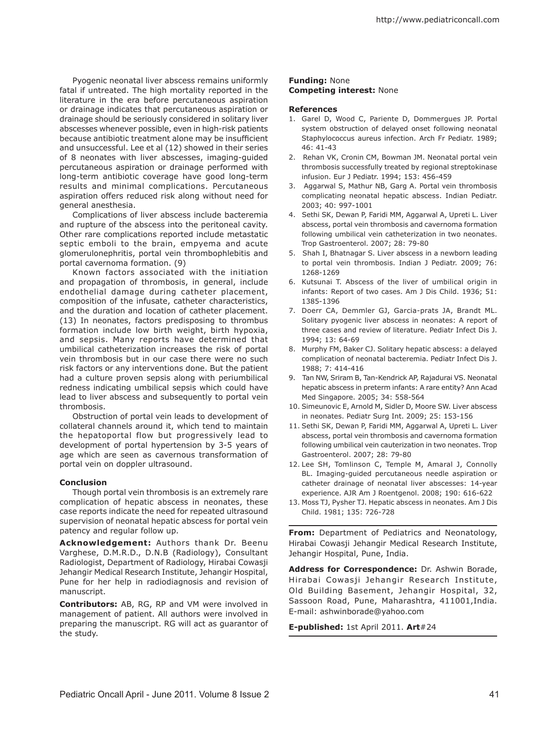Pyogenic neonatal liver abscess remains uniformly fatal if untreated. The high mortality reported in the literature in the era before percutaneous aspiration or drainage indicates that percutaneous aspiration or drainage should be seriously considered in solitary liver abscesses whenever possible, even in high-risk patients because antibiotic treatment alone may be insufficient and unsuccessful. Lee et al (12) showed in their series of 8 neonates with liver abscesses, imaging-guided percutaneous aspiration or drainage performed with long-term antibiotic coverage have good long-term results and minimal complications. Percutaneous aspiration offers reduced risk along without need for general anesthesia.

Complications of liver abscess include bacteremia and rupture of the abscess into the peritoneal cavity. Other rare complications reported include metastatic septic emboli to the brain, empyema and acute glomerulonephritis, portal vein thrombophlebitis and portal cavernoma formation. (9)

Known factors associated with the initiation and propagation of thrombosis, in general, include endothelial damage during catheter placement, composition of the infusate, catheter characteristics, and the duration and location of catheter placement. (13) In neonates, factors predisposing to thrombus formation include low birth weight, birth hypoxia, and sepsis. Many reports have determined that umbilical catheterization increases the risk of portal vein thrombosis but in our case there were no such risk factors or any interventions done. But the patient had a culture proven sepsis along with periumbilical redness indicating umbilical sepsis which could have lead to liver abscess and subsequently to portal vein thrombosis.

Obstruction of portal vein leads to development of collateral channels around it, which tend to maintain the hepatoportal flow but progressively lead to development of portal hypertension by 3-5 years of age which are seen as cavernous transformation of portal vein on doppler ultrasound.

## Conclusion

Though portal vein thrombosis is an extremely rare complication of hepatic abscess in neonates, these case reports indicate the need for repeated ultrasound supervision of neonatal hepatic abscess for portal vein patency and regular follow up.

**Acknowledgement:** Authors thank Dr. Beenu Varghese, D.M.R.D., D.N.B (Radiology), Consultant Radiologist, Department of Radiology, Hirabai Cowasji Jehangir Medical Research Institute, Jehangir Hospital, Pune for her help in radiodiagnosis and revision of manuscript.

**Contributors:** AB, RG, RP and VM were involved in management of patient. All authors were involved in preparing the manuscript. RG will act as guarantor of the study.

**Funding:** None
**Competing interest:** None

## References

1. Garel D, Wood C, Pariente D, Dommergues JP. Portal system obstruction of delayed onset following neonatal Staphylococcus aureus infection. Arch Fr Pediatr. 1989; 46: 41-43
2. Rehan VK, Cronin CM, Bowman JM. Neonatal portal vein thrombosis successfully treated by regional streptokinase infusion. Eur J Pediatr. 1994; 153: 456-459
3. Aggarwal S, Mathur NB, Garg A. Portal vein thrombosis complicating neonatal hepatic abscess. Indian Pediatr. 2003; 40: 997-1001
4. Sethi SK, Dewan P, Faridi MM, Aggarwal A, Upreti L. Liver abscess, portal vein thrombosis and cavernoma formation following umbilical vein catheterization in two neonates. Trop Gastroenterol. 2007; 28: 79-80
5. Shah I, Bhatnagar S. Liver abscess in a newborn leading to portal vein thrombosis. Indian J Pediatr. 2009; 76: 1268-1269
6. Kutsunai T. Abscess of the liver of umbilical origin in infants: Report of two cases. Am J Dis Child. 1936; 51: 1385-1396
7. Doerr CA, Demmler GJ, Garcia-prats JA, Brandt ML. Solitary pyogenic liver abscess in neonates: A report of three cases and review of literature. Pediatr Infect Dis J. 1994; 13: 64-69
8. Murphy FM, Baker CJ. Solitary hepatic abscess: a delayed complication of neonatal bacteremia. Pediatr Infect Dis J. 1988; 7: 414-416
9. Tan NW, Sriram B, Tan-Kendrick AP, Rajadurai VS. Neonatal hepatic abscess in preterm infants: A rare entity? Ann Acad Med Singapore. 2005; 34: 558-564
10. Simeunovic E, Arnold M, Sidler D, Moore SW. Liver abscess in neonates. Pediatr Surg Int. 2009; 25: 153-156
11. Sethi SK, Dewan P, Faridi MM, Aggarwal A, Upreti L. Liver abscess, portal vein thrombosis and cavernoma formation following umbilical vein cauterization in two neonates. Trop Gastroenterol. 2007; 28: 79-80
12. Lee SH, Tomlinson C, Temple M, Amaral J, Connolly BL. Imaging-guided percutaneous needle aspiration or catheter drainage of neonatal liver abscesses: 14-year experience. AJR Am J Roentgenol. 2008; 190: 616-622
13. Moss TJ, Pysher TJ. Hepatic abscess in neonates. Am J Dis Child. 1981; 135: 726-728

**From:** Department of Pediatrics and Neonatology, Hirabai Cowasji Jehangir Medical Research Institute, Jehangir Hospital, Pune, India.

**Address for Correspondence:** Dr. Ashwin Borade, Hirabai Cowasji Jehangir Research Institute, Old Building Basement, Jehangir Hospital, 32, Sassoon Road, Pune, Maharashtra, 411001,India. E-mail: ashwinborade@yahoo.com

**E-published:** 1st April 2011. **Art**#24